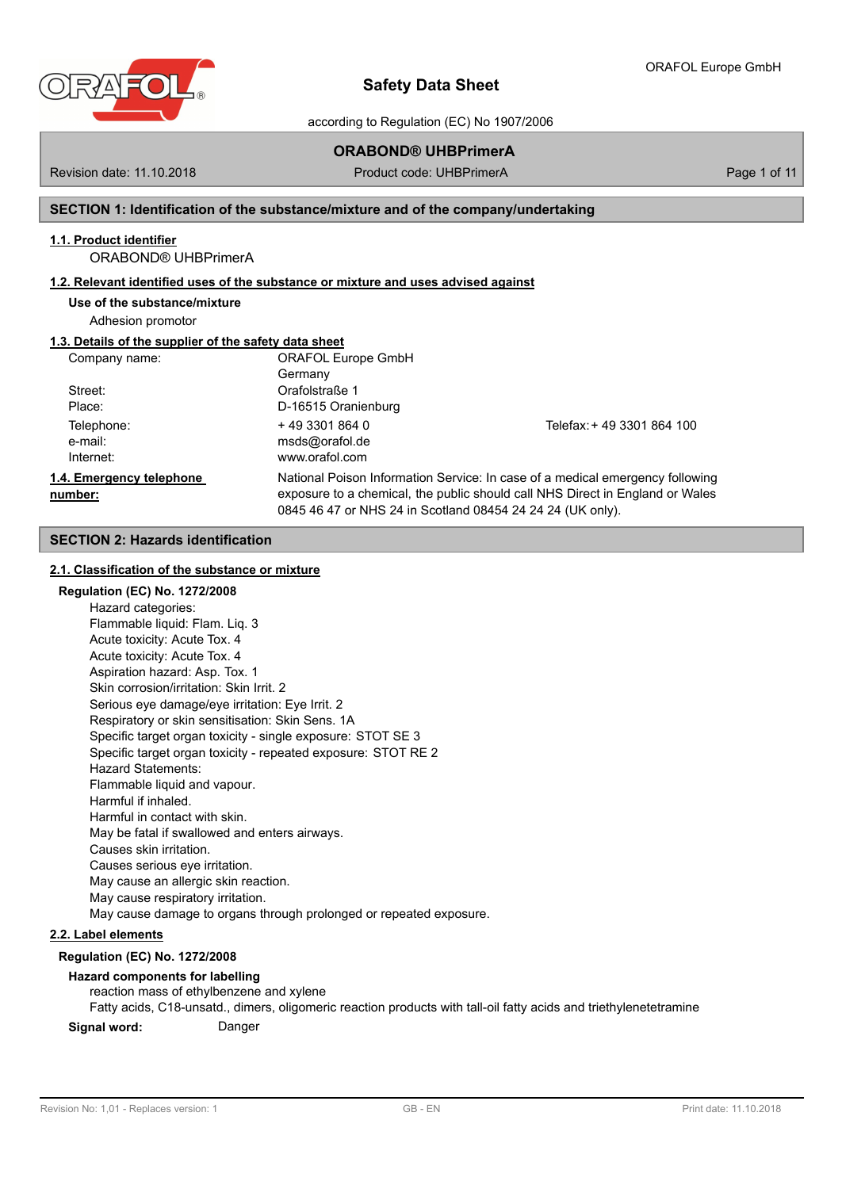# Safety Data Sheet

according to Regulation (EC) No 1907/2006

**ORABOND® UHBPrimerA**

Revision date: 11.10.2018 | Product code: UHBPrimerA

## SECTION 1: Identification of the substance/mixture and of the company/undertaking

### 1.1. Product identifier

ORABOND® UHBPrimerA

### 1.2. Relevant identified uses of the substance or mixture and uses advised against

**Use of the substance/mixture**

Adhesion promotor

### 1.3. Details of the supplier of the safety data sheet

| | | |
|---|---|---|
| Company name: | ORAFOL Europe GmbH<br>Germany | |
| Street: | Orafolstraße 1 | |
| Place: | D-16515 Oranienburg | |
| Telephone: | + 49 3301 864 0 | Telefax: + 49 3301 864 100 |
| e-mail: | msds@orafol.de | |
| Internet: | www.orafol.com | |

### 1.4. Emergency telephone number:

National Poison Information Service: In case of a medical emergency following exposure to a chemical, the public should call NHS Direct in England or Wales 0845 46 47 or NHS 24 in Scotland 08454 24 24 24 (UK only).

## SECTION 2: Hazards identification

### 2.1. Classification of the substance or mixture

**Regulation (EC) No. 1272/2008**

Hazard categories:
Flammable liquid: Flam. Liq. 3
Acute toxicity: Acute Tox. 4
Acute toxicity: Acute Tox. 4
Aspiration hazard: Asp. Tox. 1
Skin corrosion/irritation: Skin Irrit. 2
Serious eye damage/eye irritation: Eye Irrit. 2
Respiratory or skin sensitisation: Skin Sens. 1A
Specific target organ toxicity - single exposure: STOT SE 3
Specific target organ toxicity - repeated exposure: STOT RE 2
Hazard Statements:
Flammable liquid and vapour.
Harmful if inhaled.
Harmful in contact with skin.
May be fatal if swallowed and enters airways.
Causes skin irritation.
Causes serious eye irritation.
May cause an allergic skin reaction.
May cause respiratory irritation.
May cause damage to organs through prolonged or repeated exposure.

### 2.2. Label elements

**Regulation (EC) No. 1272/2008**

**Hazard components for labelling**

reaction mass of ethylbenzene and xylene
Fatty acids, C18-unsatd., dimers, oligomeric reaction products with tall-oil fatty acids and triethylenetetramine

**Signal word:** Danger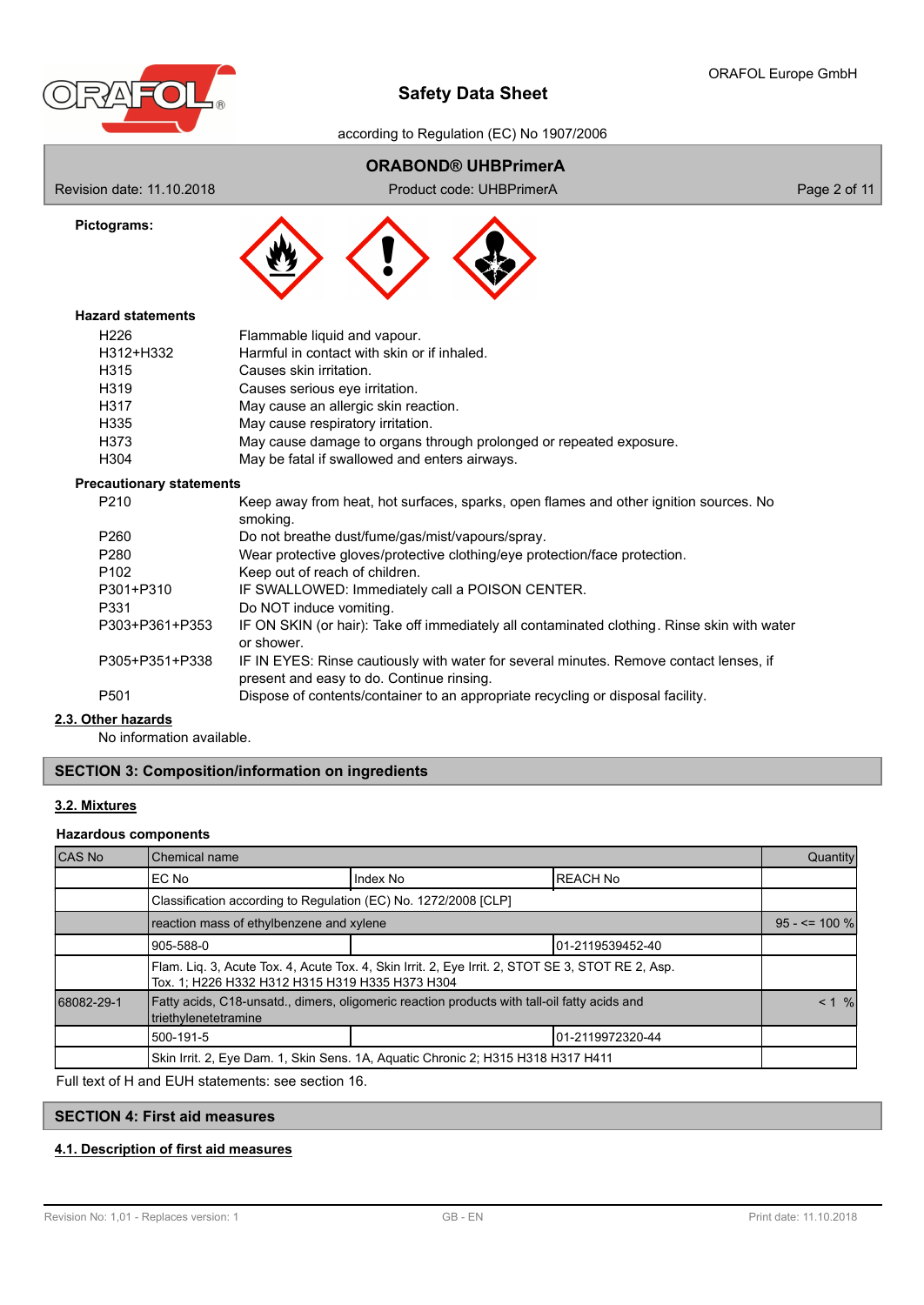**Pictograms:**

**Hazard statements**

| | |
|---|---|
| H226 | Flammable liquid and vapour. |
| H312+H332 | Harmful in contact with skin or if inhaled. |
| H315 | Causes skin irritation. |
| H319 | Causes serious eye irritation. |
| H317 | May cause an allergic skin reaction. |
| H335 | May cause respiratory irritation. |
| H373 | May cause damage to organs through prolonged or repeated exposure. |
| H304 | May be fatal if swallowed and enters airways. |

**Precautionary statements**

| | |
|---|---|
| P210 | Keep away from heat, hot surfaces, sparks, open flames and other ignition sources. No smoking. |
| P260 | Do not breathe dust/fume/gas/mist/vapours/spray. |
| P280 | Wear protective gloves/protective clothing/eye protection/face protection. |
| P102 | Keep out of reach of children. |
| P301+P310 | IF SWALLOWED: Immediately call a POISON CENTER. |
| P331 | Do NOT induce vomiting. |
| P303+P361+P353 | IF ON SKIN (or hair): Take off immediately all contaminated clothing. Rinse skin with water or shower. |
| P305+P351+P338 | IF IN EYES: Rinse cautiously with water for several minutes. Remove contact lenses, if present and easy to do. Continue rinsing. |
| P501 | Dispose of contents/container to an appropriate recycling or disposal facility. |

### 2.3. Other hazards

No information available.

## SECTION 3: Composition/information on ingredients

### 3.2. Mixtures

**Hazardous components**

| CAS No | Chemical name | | | Quantity |
|---|---|---|---|---|
| | EC No | Index No | REACH No | |
| | Classification according to Regulation (EC) No. 1272/2008 [CLP] | | | |
| | reaction mass of ethylbenzene and xylene | | | 95 - <= 100 % |
| | 905-588-0 | | 01-2119539452-40 | |
| | Flam. Liq. 3, Acute Tox. 4, Acute Tox. 4, Skin Irrit. 2, Eye Irrit. 2, STOT SE 3, STOT RE 2, Asp. Tox. 1; H226 H332 H312 H315 H319 H335 H373 H304 | | | |
| 68082-29-1 | Fatty acids, C18-unsatd., dimers, oligomeric reaction products with tall-oil fatty acids and triethylenetetramine | | | < 1 % |
| | 500-191-5 | | 01-2119972320-44 | |
| | Skin Irrit. 2, Eye Dam. 1, Skin Sens. 1A, Aquatic Chronic 2; H315 H318 H317 H411 | | | |

Full text of H and EUH statements: see section 16.

## SECTION 4: First aid measures

### 4.1. Description of first aid measures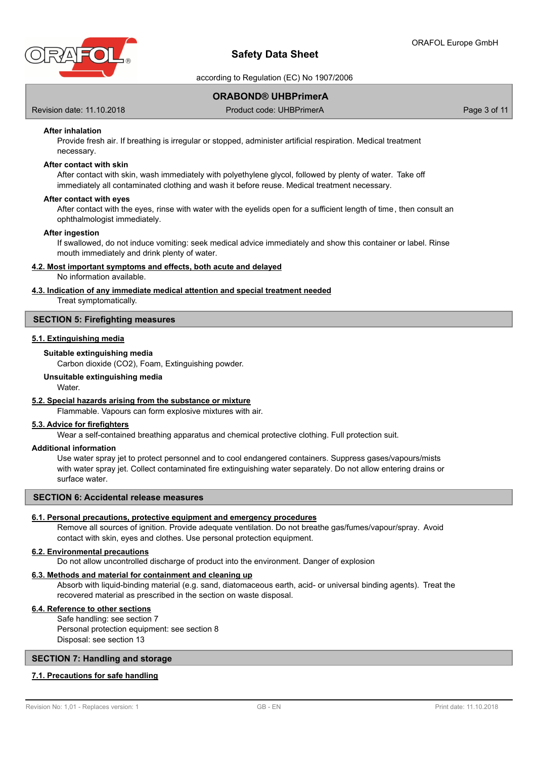#### After inhalation

Provide fresh air. If breathing is irregular or stopped, administer artificial respiration. Medical treatment necessary.

#### After contact with skin

After contact with skin, wash immediately with polyethylene glycol, followed by plenty of water. Take off immediately all contaminated clothing and wash it before reuse. Medical treatment necessary.

#### After contact with eyes

After contact with the eyes, rinse with water with the eyelids open for a sufficient length of time, then consult an ophthalmologist immediately.

#### After ingestion

If swallowed, do not induce vomiting: seek medical advice immediately and show this container or label. Rinse mouth immediately and drink plenty of water.

### 4.2. Most important symptoms and effects, both acute and delayed

No information available.

### 4.3. Indication of any immediate medical attention and special treatment needed

Treat symptomatically.

## SECTION 5: Firefighting measures

### 5.1. Extinguishing media

#### Suitable extinguishing media

Carbon dioxide ($CO_2$), Foam, Extinguishing powder.

#### Unsuitable extinguishing media

Water.

### 5.2. Special hazards arising from the substance or mixture

Flammable. Vapours can form explosive mixtures with air.

### 5.3. Advice for firefighters

Wear a self-contained breathing apparatus and chemical protective clothing. Full protection suit.

#### Additional information

Use water spray jet to protect personnel and to cool endangered containers. Suppress gases/vapours/mists with water spray jet. Collect contaminated fire extinguishing water separately. Do not allow entering drains or surface water.

## SECTION 6: Accidental release measures

### 6.1. Personal precautions, protective equipment and emergency procedures

Remove all sources of ignition. Provide adequate ventilation. Do not breathe gas/fumes/vapour/spray. Avoid contact with skin, eyes and clothes. Use personal protection equipment.

### 6.2. Environmental precautions

Do not allow uncontrolled discharge of product into the environment. Danger of explosion

### 6.3. Methods and material for containment and cleaning up

Absorb with liquid-binding material (e.g. sand, diatomaceous earth, acid- or universal binding agents). Treat the recovered material as prescribed in the section on waste disposal.

### 6.4. Reference to other sections

Safe handling: see section 7
Personal protection equipment: see section 8
Disposal: see section 13

## SECTION 7: Handling and storage

### 7.1. Precautions for safe handling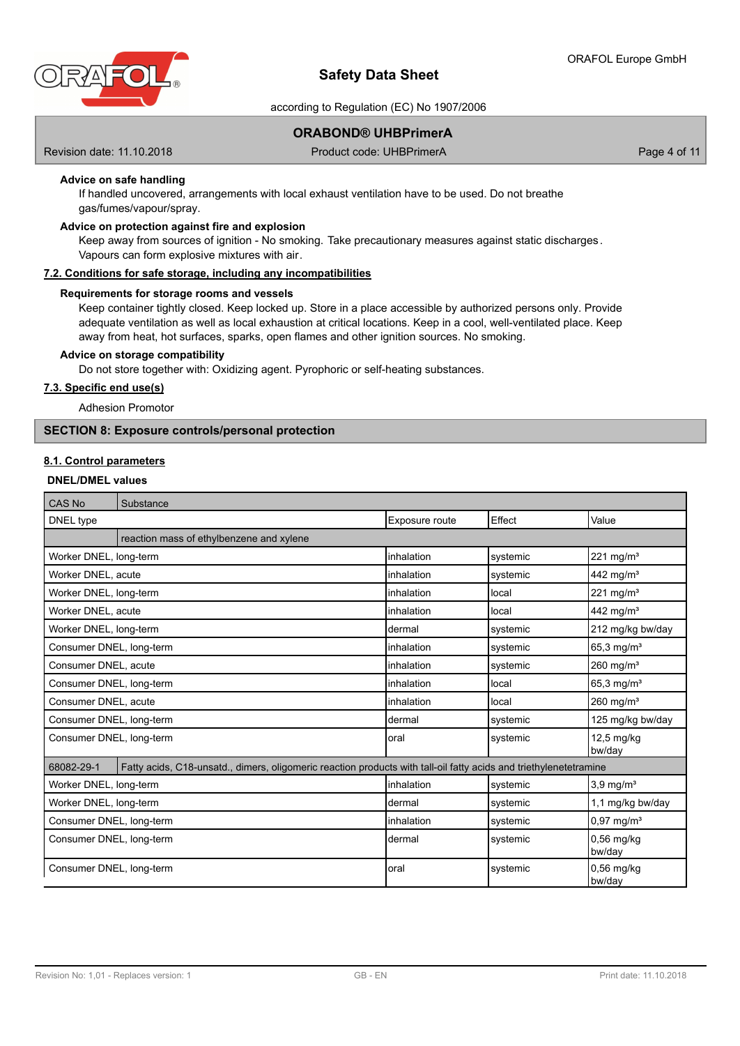**Advice on safe handling**

If handled uncovered, arrangements with local exhaust ventilation have to be used. Do not breathe gas/fumes/vapour/spray.

**Advice on protection against fire and explosion**

Keep away from sources of ignition - No smoking. Take precautionary measures against static discharges. Vapours can form explosive mixtures with air.

### 7.2. Conditions for safe storage, including any incompatibilities

**Requirements for storage rooms and vessels**

Keep container tightly closed. Keep locked up. Store in a place accessible by authorized persons only. Provide adequate ventilation as well as local exhaustion at critical locations. Keep in a cool, well-ventilated place. Keep away from heat, hot surfaces, sparks, open flames and other ignition sources. No smoking.

**Advice on storage compatibility**

Do not store together with: Oxidizing agent. Pyrophoric or self-heating substances.

### 7.3. Specific end use(s)

Adhesion Promotor

## SECTION 8: Exposure controls/personal protection

### 8.1. Control parameters

**DNEL/DMEL values**

| CAS No | Substance | | | |
|---|---|---|---|---|
| DNEL type | | Exposure route | Effect | Value |
| | reaction mass of ethylbenzene and xylene | | | |
| Worker DNEL, long-term | | inhalation | systemic | 221 mg/m³ |
| Worker DNEL, acute | | inhalation | systemic | 442 mg/m³ |
| Worker DNEL, long-term | | inhalation | local | 221 mg/m³ |
| Worker DNEL, acute | | inhalation | local | 442 mg/m³ |
| Worker DNEL, long-term | | dermal | systemic | 212 mg/kg bw/day |
| Consumer DNEL, long-term | | inhalation | systemic | 65,3 mg/m³ |
| Consumer DNEL, acute | | inhalation | systemic | 260 mg/m³ |
| Consumer DNEL, long-term | | inhalation | local | 65,3 mg/m³ |
| Consumer DNEL, acute | | inhalation | local | 260 mg/m³ |
| Consumer DNEL, long-term | | dermal | systemic | 125 mg/kg bw/day |
| Consumer DNEL, long-term | | oral | systemic | 12,5 mg/kg bw/day |
| 68082-29-1 | Fatty acids, C18-unsatd., dimers, oligomeric reaction products with tall-oil fatty acids and triethylenetetramine | | | |
| Worker DNEL, long-term | | inhalation | systemic | 3,9 mg/m³ |
| Worker DNEL, long-term | | dermal | systemic | 1,1 mg/kg bw/day |
| Consumer DNEL, long-term | | inhalation | systemic | 0,97 mg/m³ |
| Consumer DNEL, long-term | | dermal | systemic | 0,56 mg/kg bw/day |
| Consumer DNEL, long-term | | oral | systemic | 0,56 mg/kg bw/day |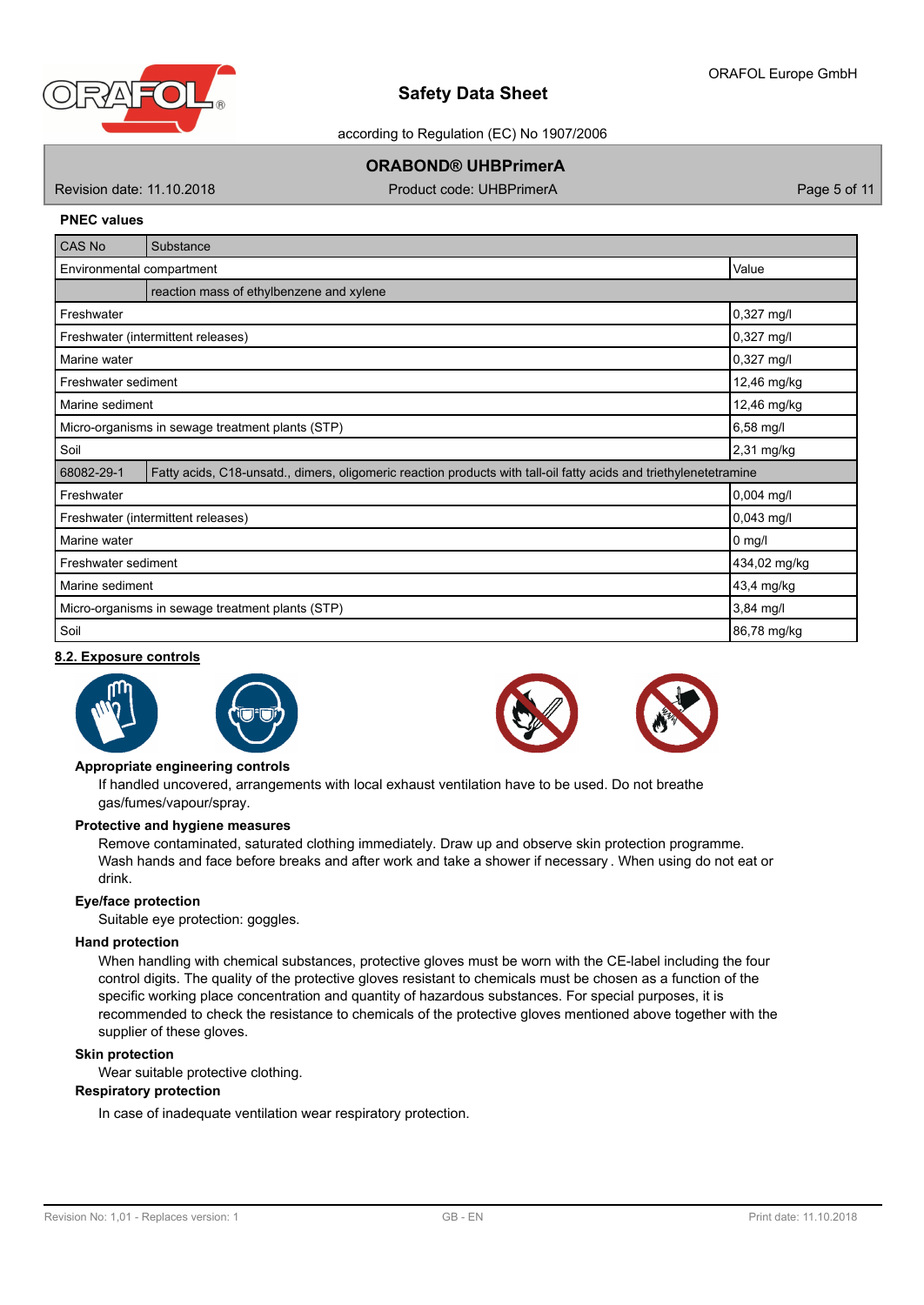**PNEC values**

| CAS No | Substance | |
|---|---|---|
| Environmental compartment | | Value |
| | reaction mass of ethylbenzene and xylene | |
| Freshwater | | 0,327 mg/l |
| Freshwater (intermittent releases) | | 0,327 mg/l |
| Marine water | | 0,327 mg/l |
| Freshwater sediment | | 12,46 mg/kg |
| Marine sediment | | 12,46 mg/kg |
| Micro-organisms in sewage treatment plants (STP) | | 6,58 mg/l |
| Soil | | 2,31 mg/kg |
| 68082-29-1 | Fatty acids, C18-unsatd., dimers, oligomeric reaction products with tall-oil fatty acids and triethylenetetramine | |
| Freshwater | | 0,004 mg/l |
| Freshwater (intermittent releases) | | 0,043 mg/l |
| Marine water | | 0 mg/l |
| Freshwater sediment | | 434,02 mg/kg |
| Marine sediment | | 43,4 mg/kg |
| Micro-organisms in sewage treatment plants (STP) | | 3,84 mg/l |
| Soil | | 86,78 mg/kg |

## 8.2. Exposure controls

**Appropriate engineering controls**

If handled uncovered, arrangements with local exhaust ventilation have to be used. Do not breathe gas/fumes/vapour/spray.

**Protective and hygiene measures**

Remove contaminated, saturated clothing immediately. Draw up and observe skin protection programme. Wash hands and face before breaks and after work and take a shower if necessary . When using do not eat or drink.

**Eye/face protection**

Suitable eye protection: goggles.

**Hand protection**

When handling with chemical substances, protective gloves must be worn with the CE-label including the four control digits. The quality of the protective gloves resistant to chemicals must be chosen as a function of the specific working place concentration and quantity of hazardous substances. For special purposes, it is recommended to check the resistance to chemicals of the protective gloves mentioned above together with the supplier of these gloves.

**Skin protection**

Wear suitable protective clothing.

**Respiratory protection**

In case of inadequate ventilation wear respiratory protection.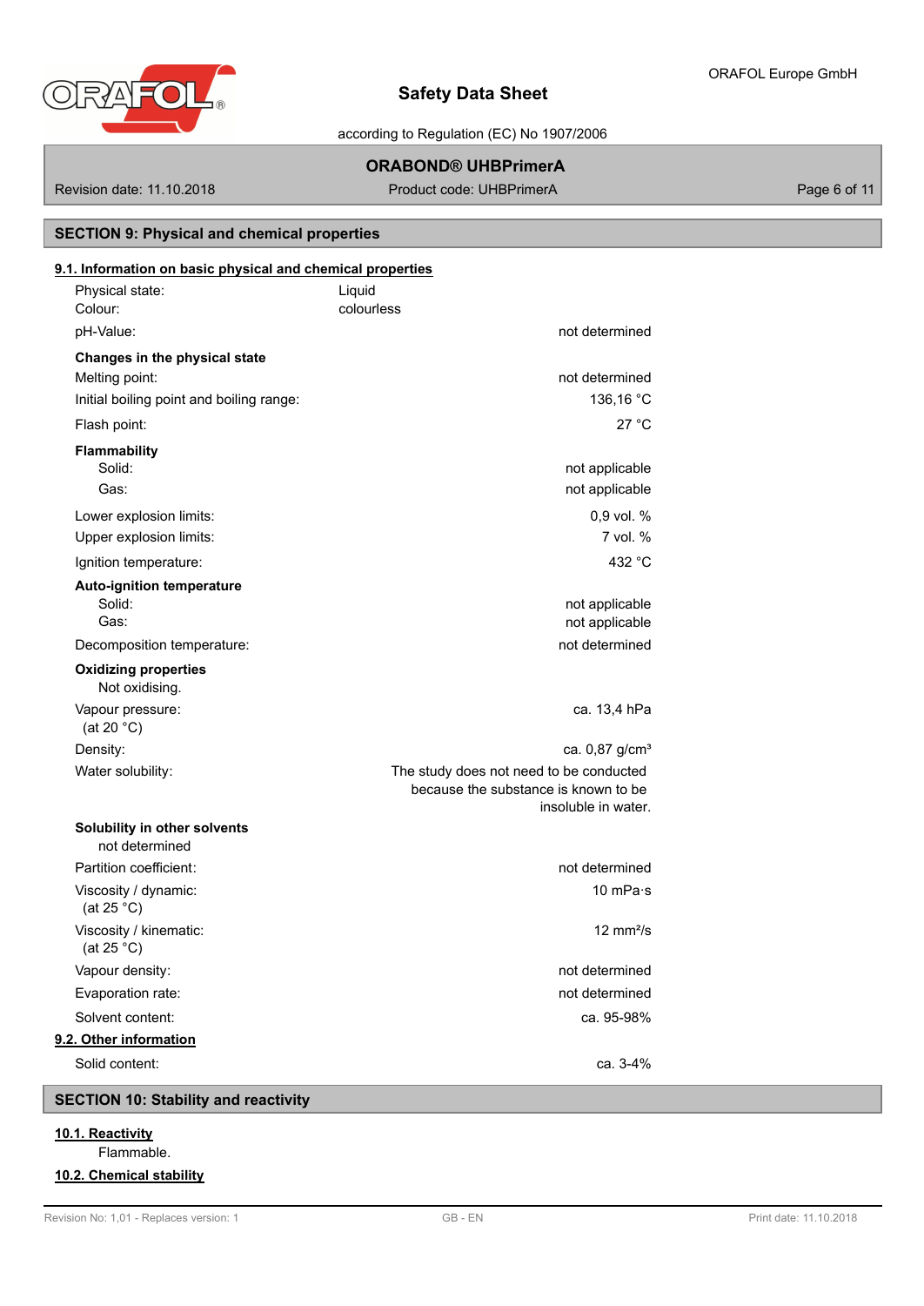## SECTION 9: Physical and chemical properties

### 9.1. Information on basic physical and chemical properties

| Property | Value |
|---|---|
| Physical state: | Liquid |
| Colour: | colourless |
| pH-Value: | not determined |
| **Changes in the physical state** | |
| Melting point: | not determined |
| Initial boiling point and boiling range: | 136,16 °C |
| Flash point: | 27 °C |
| **Flammability** | |
| Solid: | not applicable |
| Gas: | not applicable |
| Lower explosion limits: | 0,9 vol. % |
| Upper explosion limits: | 7 vol. % |
| Ignition temperature: | 432 °C |
| **Auto-ignition temperature** | |
| Solid: | not applicable |
| Gas: | not applicable |
| Decomposition temperature: | not determined |
| **Oxidizing properties** | |
| Not oxidising. | |
| Vapour pressure: (at 20 °C) | ca. 13,4 hPa |
| Density: | ca. 0,87 g/cm³ |
| Water solubility: | The study does not need to be conducted because the substance is known to be insoluble in water. |
| **Solubility in other solvents** | |
| not determined | |
| Partition coefficient: | not determined |
| Viscosity / dynamic: (at 25 °C) | 10 mPa·s |
| Viscosity / kinematic: (at 25 °C) | 12 mm²/s |
| Vapour density: | not determined |
| Evaporation rate: | not determined |
| Solvent content: | ca. 95-98% |

### 9.2. Other information

| Property | Value |
|---|---|
| Solid content: | ca. 3-4% |

## SECTION 10: Stability and reactivity

### 10.1. Reactivity

Flammable.

### 10.2. Chemical stability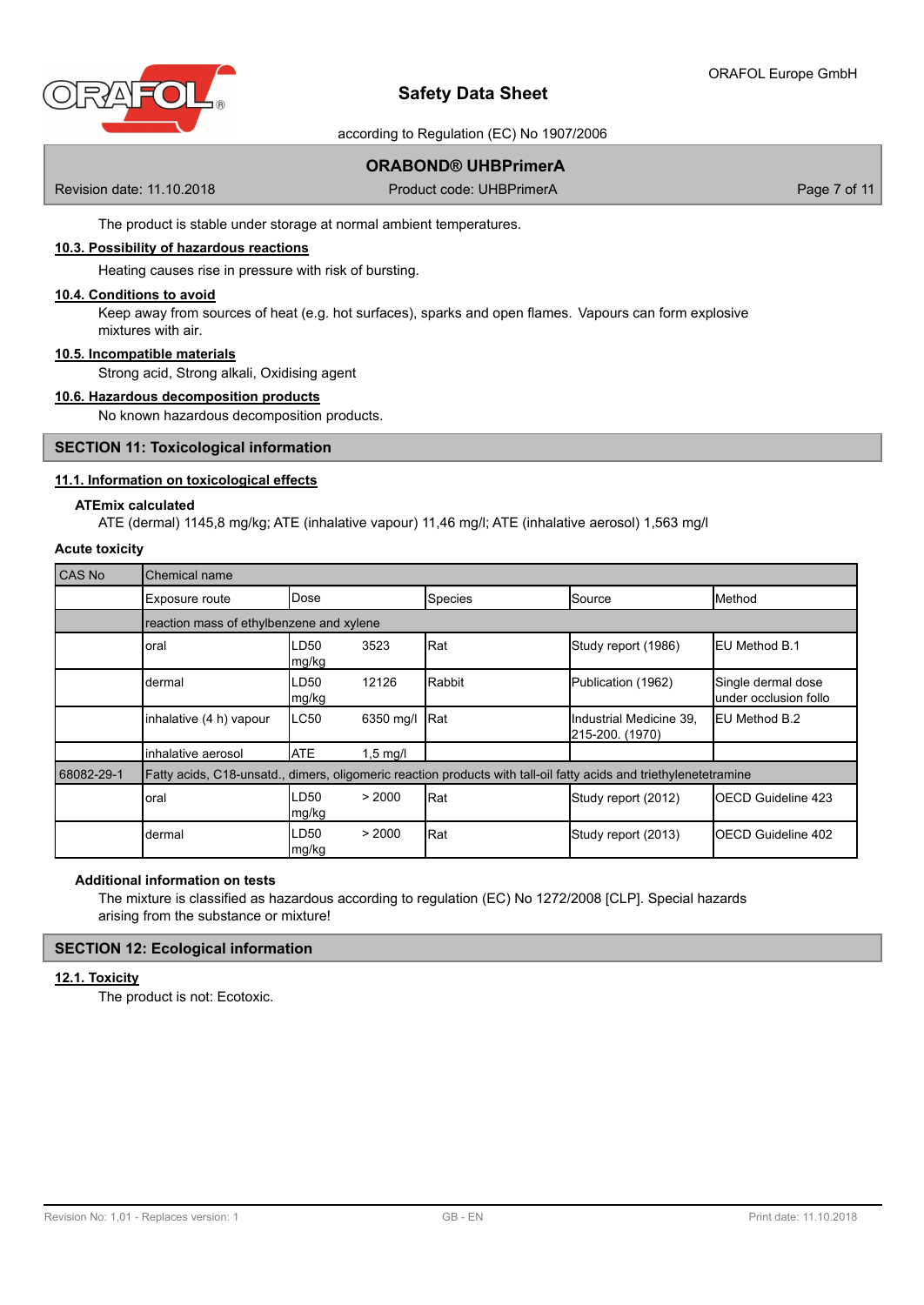The product is stable under storage at normal ambient temperatures.

### 10.3. Possibility of hazardous reactions

Heating causes rise in pressure with risk of bursting.

### 10.4. Conditions to avoid

Keep away from sources of heat (e.g. hot surfaces), sparks and open flames. Vapours can form explosive mixtures with air.

### 10.5. Incompatible materials

Strong acid, Strong alkali, Oxidising agent

### 10.6. Hazardous decomposition products

No known hazardous decomposition products.

## SECTION 11: Toxicological information

### 11.1. Information on toxicological effects

**ATEmix calculated**

ATE (dermal) 1145,8 mg/kg; ATE (inhalative vapour) 11,46 mg/l; ATE (inhalative aerosol) 1,563 mg/l

**Acute toxicity**

| CAS No | Chemical name | | | | |
|---|---|---|---|---|---|
| | Exposure route | Dose | Species | Source | Method |
| | reaction mass of ethylbenzene and xylene | | | | |
| | oral | LD50 3523 mg/kg | Rat | Study report (1986) | EU Method B.1 |
| | dermal | LD50 12126 mg/kg | Rabbit | Publication (1962) | Single dermal dose under occlusion follo |
| | inhalative (4 h) vapour | LC50 6350 mg/l | Rat | Industrial Medicine 39, 215-200. (1970) | EU Method B.2 |
| | inhalative aerosol | ATE 1,5 mg/l | | | |
| 68082-29-1 | Fatty acids, C18-unsatd., dimers, oligomeric reaction products with tall-oil fatty acids and triethylenetetramine | | | | |
| | oral | LD50 > 2000 mg/kg | Rat | Study report (2012) | OECD Guideline 423 |
| | dermal | LD50 > 2000 mg/kg | Rat | Study report (2013) | OECD Guideline 402 |

**Additional information on tests**

The mixture is classified as hazardous according to regulation (EC) No 1272/2008 [CLP]. Special hazards arising from the substance or mixture!

## SECTION 12: Ecological information

### 12.1. Toxicity

The product is not: Ecotoxic.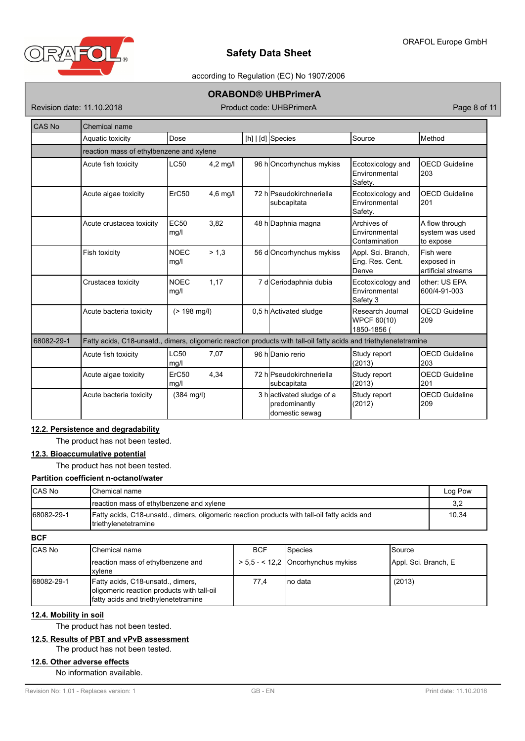| CAS No | Chemical name | | | | | |
|---|---|---|---|---|---|---|
| | Aquatic toxicity | Dose | | [h] \| [d] | Species | Source | Method |
| | reaction mass of ethylbenzene and xylene | | | | | |
| | Acute fish toxicity | LC50 | 4,2 mg/l | 96 h | Oncorhynchus mykiss | Ecotoxicology and Environmental Safety. | OECD Guideline 203 |
| | Acute algae toxicity | ErC50 | 4,6 mg/l | 72 h | Pseudokirchneriella subcapitata | Ecotoxicology and Environmental Safety. | OECD Guideline 201 |
| | Acute crustacea toxicity | EC50 | 3,82 mg/l | 48 h | Daphnia magna | Archives of Environmental Contamination | A flow through system was used to expose |
| | Fish toxicity | NOEC | > 1,3 mg/l | 56 d | Oncorhynchus mykiss | Appl. Sci. Branch, Eng. Res. Cent. Denve | Fish were exposed in artificial streams |
| | Crustacea toxicity | NOEC | 1,17 mg/l | 7 d | Ceriodaphnia dubia | Ecotoxicology and Environmental Safety 3 | other: US EPA 600/4-91-003 |
| | Acute bacteria toxicity | (> 198 mg/l) | | 0,5 h | Activated sludge | Research Journal WPCF 60(10) 1850-1856 ( | OECD Guideline 209 |
| 68082-29-1 | Fatty acids, C18-unsatd., dimers, oligomeric reaction products with tall-oil fatty acids and triethylenetetramine | | | | | | |
| | Acute fish toxicity | LC50 | 7,07 mg/l | 96 h | Danio rerio | Study report (2013) | OECD Guideline 203 |
| | Acute algae toxicity | ErC50 | 4,34 mg/l | 72 h | Pseudokirchneriella subcapitata | Study report (2013) | OECD Guideline 201 |
| | Acute bacteria toxicity | (384 mg/l) | | 3 h | activated sludge of a predominantly domestic sewag | Study report (2012) | OECD Guideline 209 |

## 12.2. Persistence and degradability

The product has not been tested.

## 12.3. Bioaccumulative potential

The product has not been tested.

**Partition coefficient n-octanol/water**

| CAS No | Chemical name | Log Pow |
|---|---|---|
| | reaction mass of ethylbenzene and xylene | 3,2 |
| 68082-29-1 | Fatty acids, C18-unsatd., dimers, oligomeric reaction products with tall-oil fatty acids and triethylenetetramine | 10,34 |

**BCF**

| CAS No | Chemical name | BCF | Species | Source |
|---|---|---|---|---|
| | reaction mass of ethylbenzene and xylene | > 5,5 - < 12,2 | Oncorhynchus mykiss | Appl. Sci. Branch, E |
| 68082-29-1 | Fatty acids, C18-unsatd., dimers, oligomeric reaction products with tall-oil fatty acids and triethylenetetramine | 77,4 | no data | (2013) |

## 12.4. Mobility in soil

The product has not been tested.

## 12.5. Results of PBT and vPvB assessment

The product has not been tested.

## 12.6. Other adverse effects

No information available.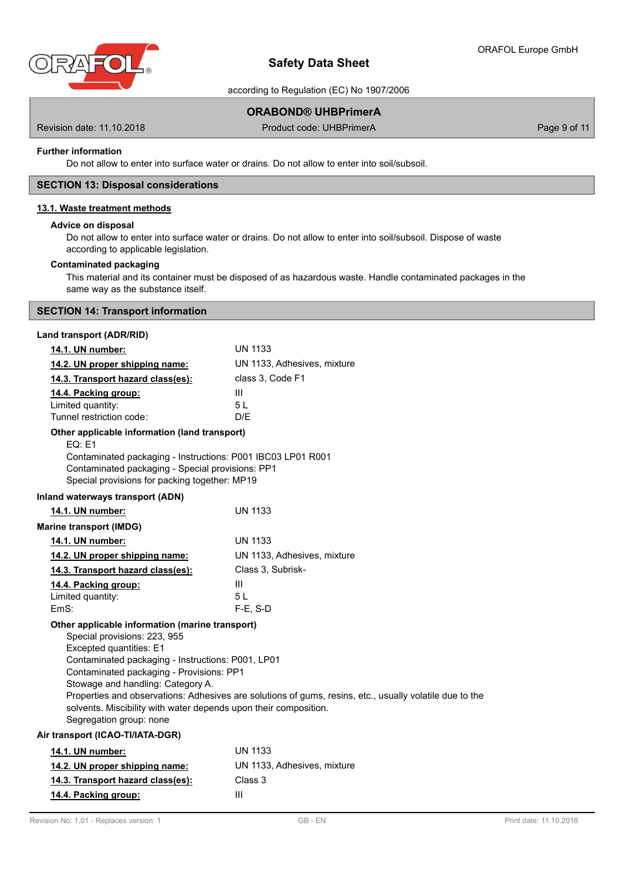**Further information**

Do not allow to enter into surface water or drains. Do not allow to enter into soil/subsoil.

## SECTION 13: Disposal considerations

### 13.1. Waste treatment methods

**Advice on disposal**

Do not allow to enter into surface water or drains. Do not allow to enter into soil/subsoil. Dispose of waste according to applicable legislation.

**Contaminated packaging**

This material and its container must be disposed of as hazardous waste. Handle contaminated packages in the same way as the substance itself.

## SECTION 14: Transport information

**Land transport (ADR/RID)**

| | |
|---|---|
| **14.1. UN number:** | UN 1133 |
| **14.2. UN proper shipping name:** | UN 1133, Adhesives, mixture |
| **14.3. Transport hazard class(es):** | class 3, Code F1 |
| **14.4. Packing group:** | III |
| Limited quantity: | 5 L |
| Tunnel restriction code: | D/E |

**Other applicable information (land transport)**

EQ: E1
Contaminated packaging - Instructions: P001 IBC03 LP01 R001
Contaminated packaging - Special provisions: PP1
Special provisions for packing together: MP19

**Inland waterways transport (ADN)**

| | |
|---|---|
| **14.1. UN number:** | UN 1133 |

**Marine transport (IMDG)**

| | |
|---|---|
| **14.1. UN number:** | UN 1133 |
| **14.2. UN proper shipping name:** | UN 1133, Adhesives, mixture |
| **14.3. Transport hazard class(es):** | Class 3, Subrisk- |
| **14.4. Packing group:** | III |
| Limited quantity: | 5 L |
| EmS: | F-E, S-D |

**Other applicable information (marine transport)**

Special provisions: 223, 955
Excepted quantities: E1
Contaminated packaging - Instructions: P001, LP01
Contaminated packaging - Provisions: PP1
Stowage and handling: Category A.
Properties and observations: Adhesives are solutions of gums, resins, etc., usually volatile due to the solvents. Miscibility with water depends upon their composition.
Segregation group: none

**Air transport (ICAO-TI/IATA-DGR)**

| | |
|---|---|
| **14.1. UN number:** | UN 1133 |
| **14.2. UN proper shipping name:** | UN 1133, Adhesives, mixture |
| **14.3. Transport hazard class(es):** | Class 3 |
| **14.4. Packing group:** | III |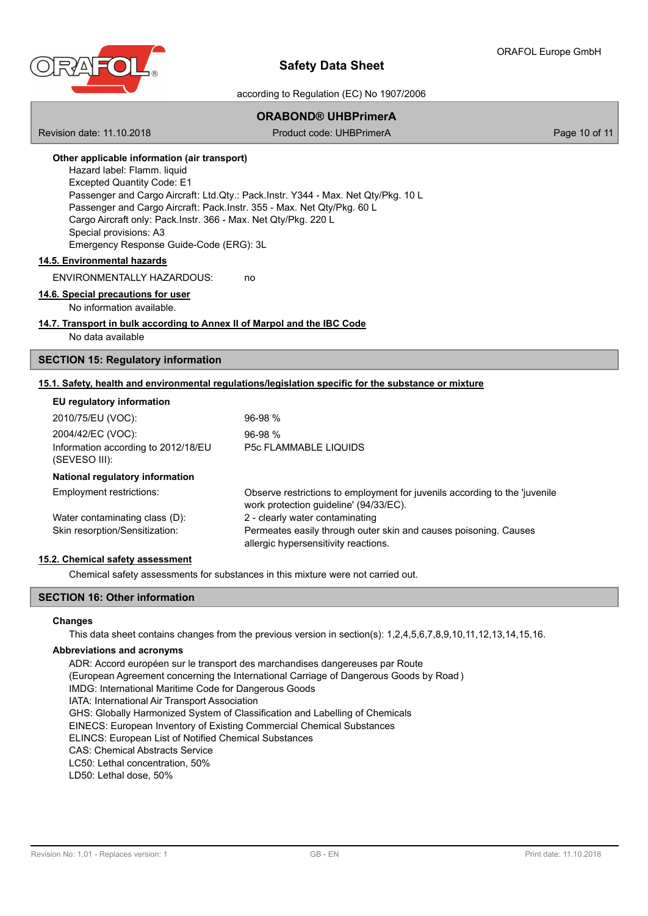**Other applicable information (air transport)**

Hazard label: Flamm. liquid
Excepted Quantity Code: E1
Passenger and Cargo Aircraft: Ltd.Qty.: Pack.Instr. Y344 - Max. Net Qty/Pkg. 10 L
Passenger and Cargo Aircraft: Pack.Instr. 355 - Max. Net Qty/Pkg. 60 L
Cargo Aircraft only: Pack.Instr. 366 - Max. Net Qty/Pkg. 220 L
Special provisions: A3
Emergency Response Guide-Code (ERG): 3L

### 14.5. Environmental hazards

ENVIRONMENTALLY HAZARDOUS: no

### 14.6. Special precautions for user

No information available.

### 14.7. Transport in bulk according to Annex II of Marpol and the IBC Code

No data available

## SECTION 15: Regulatory information

### 15.1. Safety, health and environmental regulations/legislation specific for the substance or mixture

**EU regulatory information**

| | |
|---|---|
| 2010/75/EU (VOC): | 96-98 % |
| 2004/42/EC (VOC): | 96-98 % |
| Information according to 2012/18/EU (SEVESO III): | P5c FLAMMABLE LIQUIDS |

**National regulatory information**

| | |
|---|---|
| Employment restrictions: | Observe restrictions to employment for juvenils according to the 'juvenile work protection guideline' (94/33/EC). |
| Water contaminating class (D): | 2 - clearly water contaminating |
| Skin resorption/Sensitization: | Permeates easily through outer skin and causes poisoning. Causes allergic hypersensitivity reactions. |

### 15.2. Chemical safety assessment

Chemical safety assessments for substances in this mixture were not carried out.

## SECTION 16: Other information

**Changes**

This data sheet contains changes from the previous version in section(s): 1,2,4,5,6,7,8,9,10,11,12,13,14,15,16.

**Abbreviations and acronyms**

ADR: Accord européen sur le transport des marchandises dangereuses par Route
(European Agreement concerning the International Carriage of Dangerous Goods by Road )
IMDG: International Maritime Code for Dangerous Goods
IATA: International Air Transport Association
GHS: Globally Harmonized System of Classification and Labelling of Chemicals
EINECS: European Inventory of Existing Commercial Chemical Substances
ELINCS: European List of Notified Chemical Substances
CAS: Chemical Abstracts Service
LC50: Lethal concentration, 50%
LD50: Lethal dose, 50%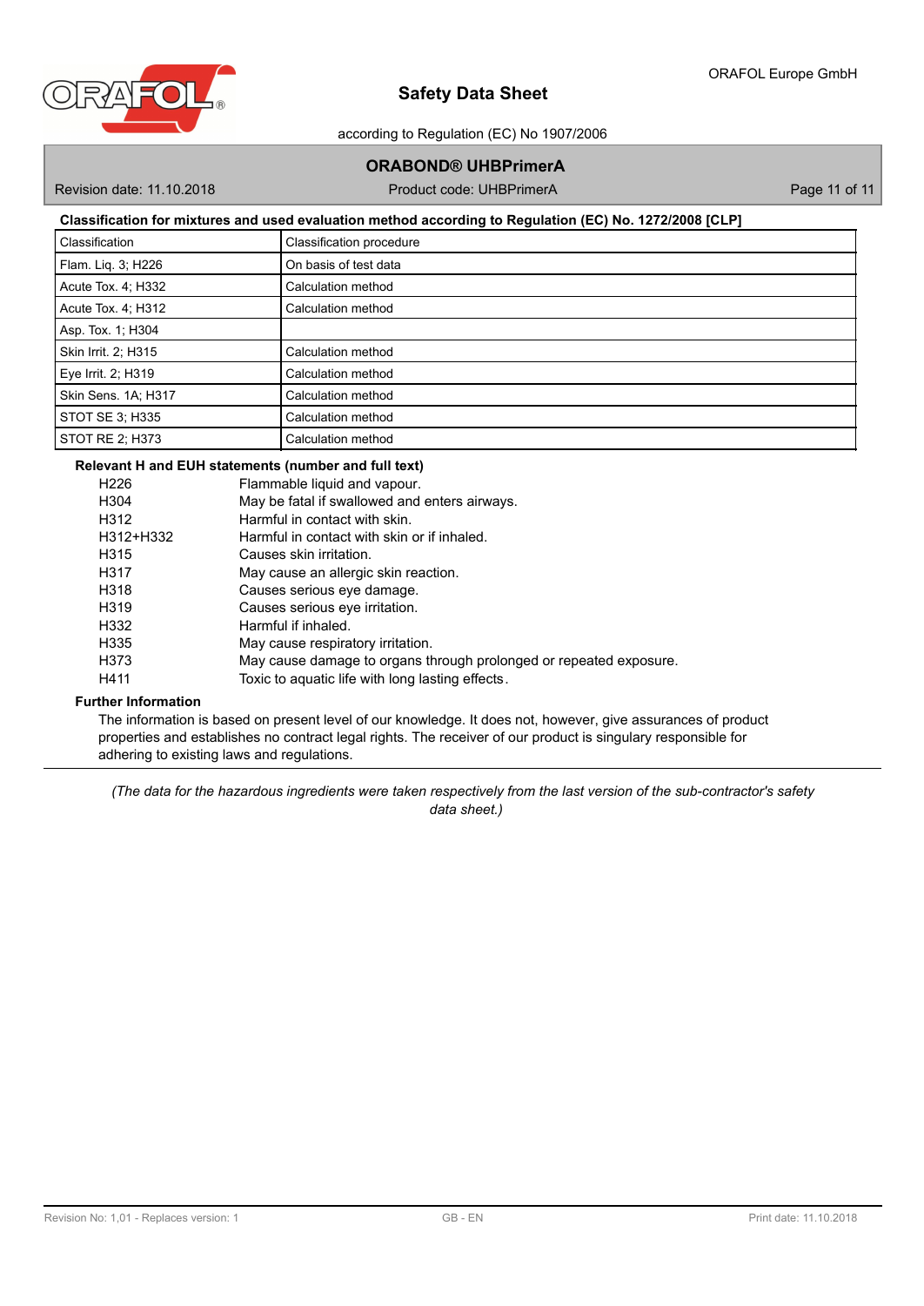**Classification for mixtures and used evaluation method according to Regulation (EC) No. 1272/2008 [CLP]**

| Classification | Classification procedure |
|---|---|
| Flam. Liq. 3; H226 | On basis of test data |
| Acute Tox. 4; H332 | Calculation method |
| Acute Tox. 4; H312 | Calculation method |
| Asp. Tox. 1; H304 | |
| Skin Irrit. 2; H315 | Calculation method |
| Eye Irrit. 2; H319 | Calculation method |
| Skin Sens. 1A; H317 | Calculation method |
| STOT SE 3; H335 | Calculation method |
| STOT RE 2; H373 | Calculation method |

**Relevant H and EUH statements (number and full text)**

| | |
|---|---|
| H226 | Flammable liquid and vapour. |
| H304 | May be fatal if swallowed and enters airways. |
| H312 | Harmful in contact with skin. |
| H312+H332 | Harmful in contact with skin or if inhaled. |
| H315 | Causes skin irritation. |
| H317 | May cause an allergic skin reaction. |
| H318 | Causes serious eye damage. |
| H319 | Causes serious eye irritation. |
| H332 | Harmful if inhaled. |
| H335 | May cause respiratory irritation. |
| H373 | May cause damage to organs through prolonged or repeated exposure. |
| H411 | Toxic to aquatic life with long lasting effects. |

**Further Information**

The information is based on present level of our knowledge. It does not, however, give assurances of product properties and establishes no contract legal rights. The receiver of our product is singulary responsible for adhering to existing laws and regulations.

---

*(The data for the hazardous ingredients were taken respectively from the last version of the sub-contractor's safety data sheet.)*